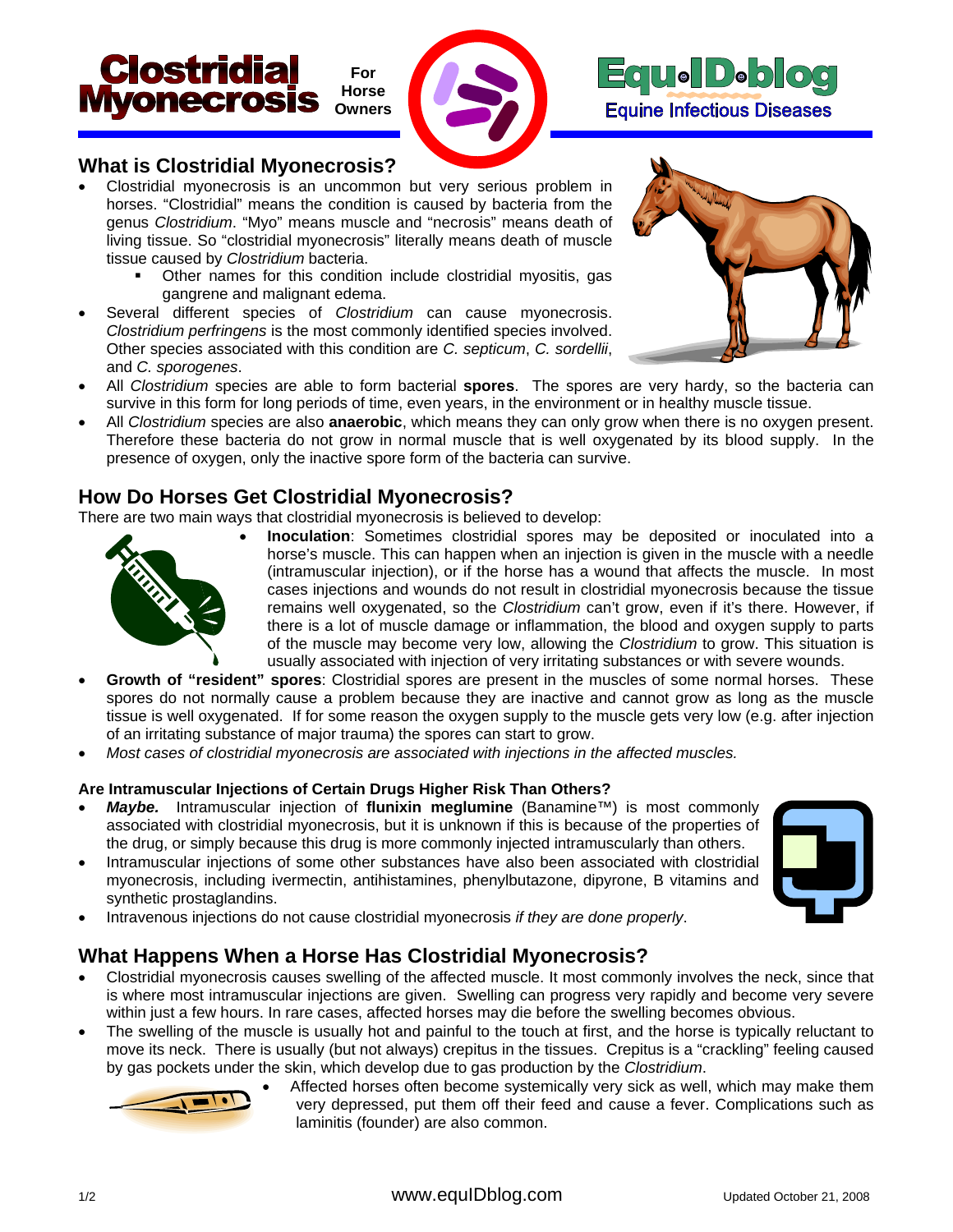# Clostridial Myonecrosis

For Horse Owners

Equ•ID•blog
Equine Infectious Diseases

## What is Clostridial Myonecrosis?

- Clostridial myonecrosis is an uncommon but very serious problem in horses. "Clostridial" means the condition is caused by bacteria from the genus *Clostridium*. "Myo" means muscle and "necrosis" means death of living tissue. So "clostridial myonecrosis" literally means death of muscle tissue caused by *Clostridium* bacteria.
  - Other names for this condition include clostridial myositis, gas gangrene and malignant edema.
- Several different species of *Clostridium* can cause myonecrosis. *Clostridium perfringens* is the most commonly identified species involved. Other species associated with this condition are *C. septicum*, *C. sordellii*, and *C. sporogenes*.
- All *Clostridium* species are able to form bacterial **spores**. The spores are very hardy, so the bacteria can survive in this form for long periods of time, even years, in the environment or in healthy muscle tissue.
- All *Clostridium* species are also **anaerobic**, which means they can only grow when there is no oxygen present. Therefore these bacteria do not grow in normal muscle that is well oxygenated by its blood supply. In the presence of oxygen, only the inactive spore form of the bacteria can survive.

## How Do Horses Get Clostridial Myonecrosis?

There are two main ways that clostridial myonecrosis is believed to develop:

- **Inoculation**: Sometimes clostridial spores may be deposited or inoculated into a horse's muscle. This can happen when an injection is given in the muscle with a needle (intramuscular injection), or if the horse has a wound that affects the muscle. In most cases injections and wounds do not result in clostridial myonecrosis because the tissue remains well oxygenated, so the *Clostridium* can't grow, even if it's there. However, if there is a lot of muscle damage or inflammation, the blood and oxygen supply to parts of the muscle may become very low, allowing the *Clostridium* to grow. This situation is usually associated with injection of very irritating substances or with severe wounds.
- **Growth of "resident" spores**: Clostridial spores are present in the muscles of some normal horses. These spores do not normally cause a problem because they are inactive and cannot grow as long as the muscle tissue is well oxygenated. If for some reason the oxygen supply to the muscle gets very low (e.g. after injection of an irritating substance of major trauma) the spores can start to grow.
- *Most cases of clostridial myonecrosis are associated with injections in the affected muscles.*

### Are Intramuscular Injections of Certain Drugs Higher Risk Than Others?

- ***Maybe.*** Intramuscular injection of **flunixin meglumine** (Banamine™) is most commonly associated with clostridial myonecrosis, but it is unknown if this is because of the properties of the drug, or simply because this drug is more commonly injected intramuscularly than others.
- Intramuscular injections of some other substances have also been associated with clostridial myonecrosis, including ivermectin, antihistamines, phenylbutazone, dipyrone, B vitamins and synthetic prostaglandins.
- Intravenous injections do not cause clostridial myonecrosis *if they are done properly*.

## What Happens When a Horse Has Clostridial Myonecrosis?

- Clostridial myonecrosis causes swelling of the affected muscle. It most commonly involves the neck, since that is where most intramuscular injections are given. Swelling can progress very rapidly and become very severe within just a few hours. In rare cases, affected horses may die before the swelling becomes obvious.
- The swelling of the muscle is usually hot and painful to the touch at first, and the horse is typically reluctant to move its neck. There is usually (but not always) crepitus in the tissues. Crepitus is a "crackling" feeling caused by gas pockets under the skin, which develop due to gas production by the *Clostridium*.
- Affected horses often become systemically very sick as well, which may make them very depressed, put them off their feed and cause a fever. Complications such as laminitis (founder) are also common.

www.equIDblog.com

Updated October 21, 2008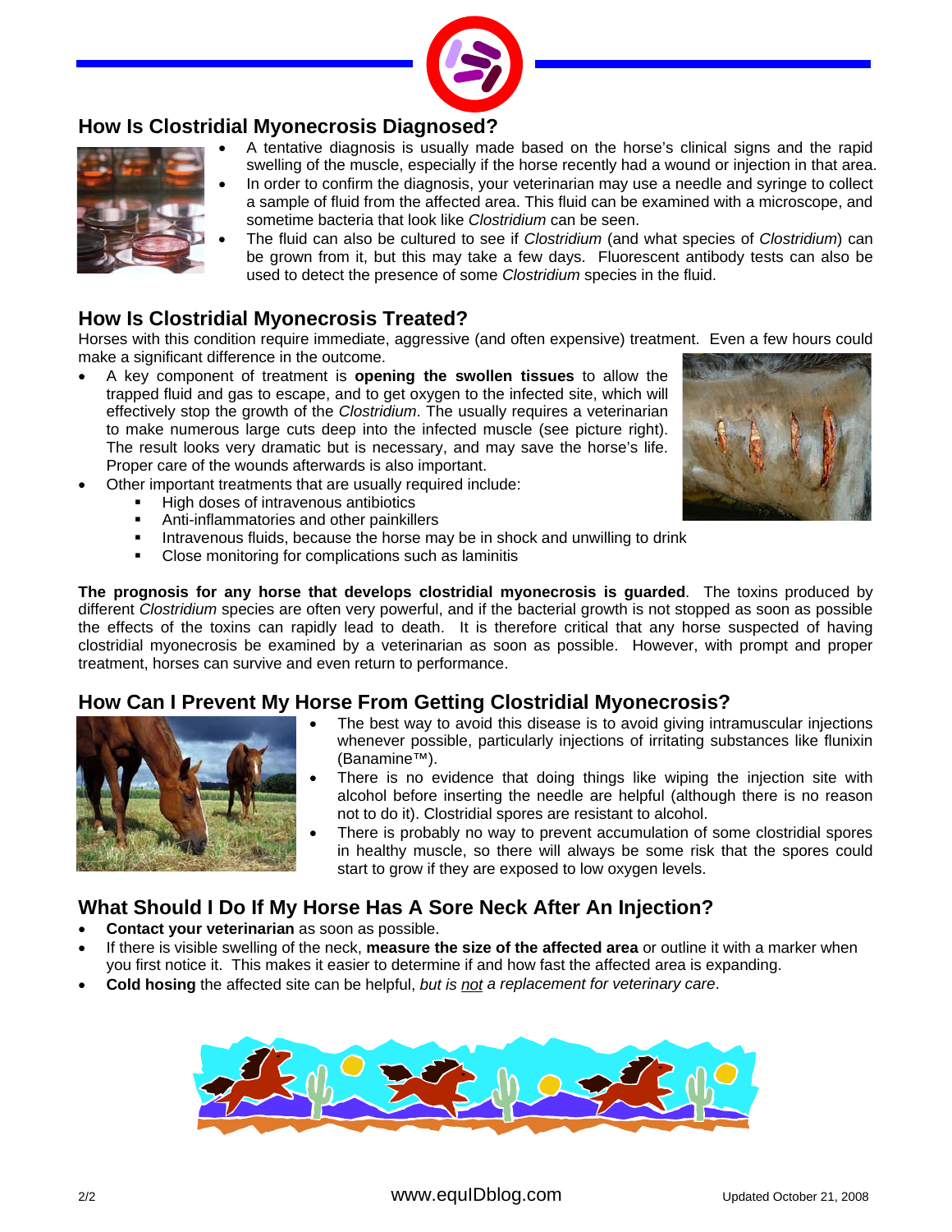## How Is Clostridial Myonecrosis Diagnosed?

- A tentative diagnosis is usually made based on the horse's clinical signs and the rapid swelling of the muscle, especially if the horse recently had a wound or injection in that area.
- In order to confirm the diagnosis, your veterinarian may use a needle and syringe to collect a sample of fluid from the affected area. This fluid can be examined with a microscope, and sometime bacteria that look like *Clostridium* can be seen.
- The fluid can also be cultured to see if *Clostridium* (and what species of *Clostridium*) can be grown from it, but this may take a few days. Fluorescent antibody tests can also be used to detect the presence of some *Clostridium* species in the fluid.

## How Is Clostridial Myonecrosis Treated?

Horses with this condition require immediate, aggressive (and often expensive) treatment. Even a few hours could make a significant difference in the outcome.

- A key component of treatment is **opening the swollen tissues** to allow the trapped fluid and gas to escape, and to get oxygen to the infected site, which will effectively stop the growth of the *Clostridium*. The usually requires a veterinarian to make numerous large cuts deep into the infected muscle (see picture right). The result looks very dramatic but is necessary, and may save the horse's life. Proper care of the wounds afterwards is also important.
- Other important treatments that are usually required include:
  - High doses of intravenous antibiotics
  - Anti-inflammatories and other painkillers
  - Intravenous fluids, because the horse may be in shock and unwilling to drink
  - Close monitoring for complications such as laminitis

**The prognosis for any horse that develops clostridial myonecrosis is guarded**. The toxins produced by different *Clostridium* species are often very powerful, and if the bacterial growth is not stopped as soon as possible the effects of the toxins can rapidly lead to death. It is therefore critical that any horse suspected of having clostridial myonecrosis be examined by a veterinarian as soon as possible. However, with prompt and proper treatment, horses can survive and even return to performance.

## How Can I Prevent My Horse From Getting Clostridial Myonecrosis?

- The best way to avoid this disease is to avoid giving intramuscular injections whenever possible, particularly injections of irritating substances like flunixin (Banamine™).
- There is no evidence that doing things like wiping the injection site with alcohol before inserting the needle are helpful (although there is no reason not to do it). Clostridial spores are resistant to alcohol.
- There is probably no way to prevent accumulation of some clostridial spores in healthy muscle, so there will always be some risk that the spores could start to grow if they are exposed to low oxygen levels.

## What Should I Do If My Horse Has A Sore Neck After An Injection?

- **Contact your veterinarian** as soon as possible.
- If there is visible swelling of the neck, **measure the size of the affected area** or outline it with a marker when you first notice it. This makes it easier to determine if and how fast the affected area is expanding.
- **Cold hosing** the affected site can be helpful, *but is not a replacement for veterinary care*.

www.equIDblog.com

Updated October 21, 2008